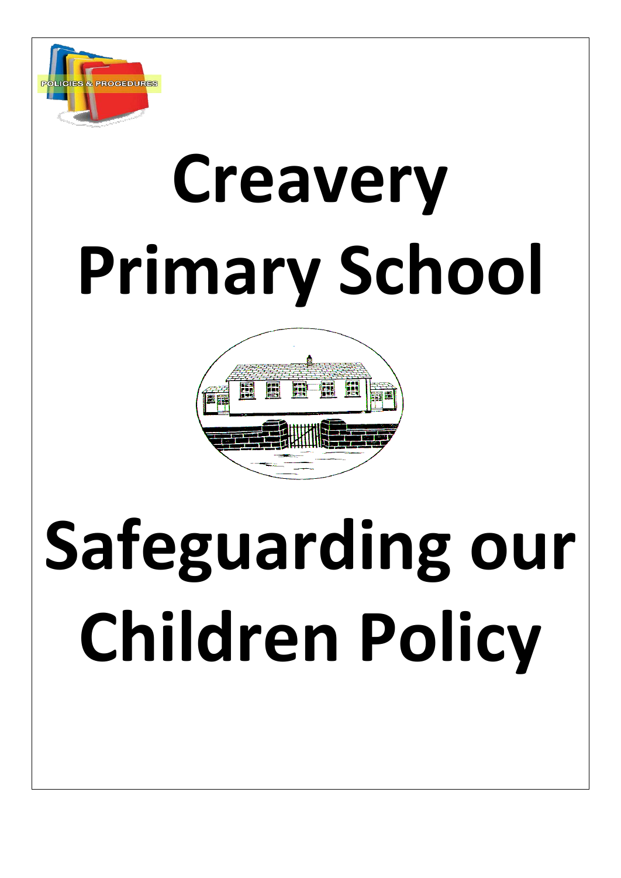POLICIES & PROCEDURES

# Creavery Primary School

# Safeguarding our Children Policy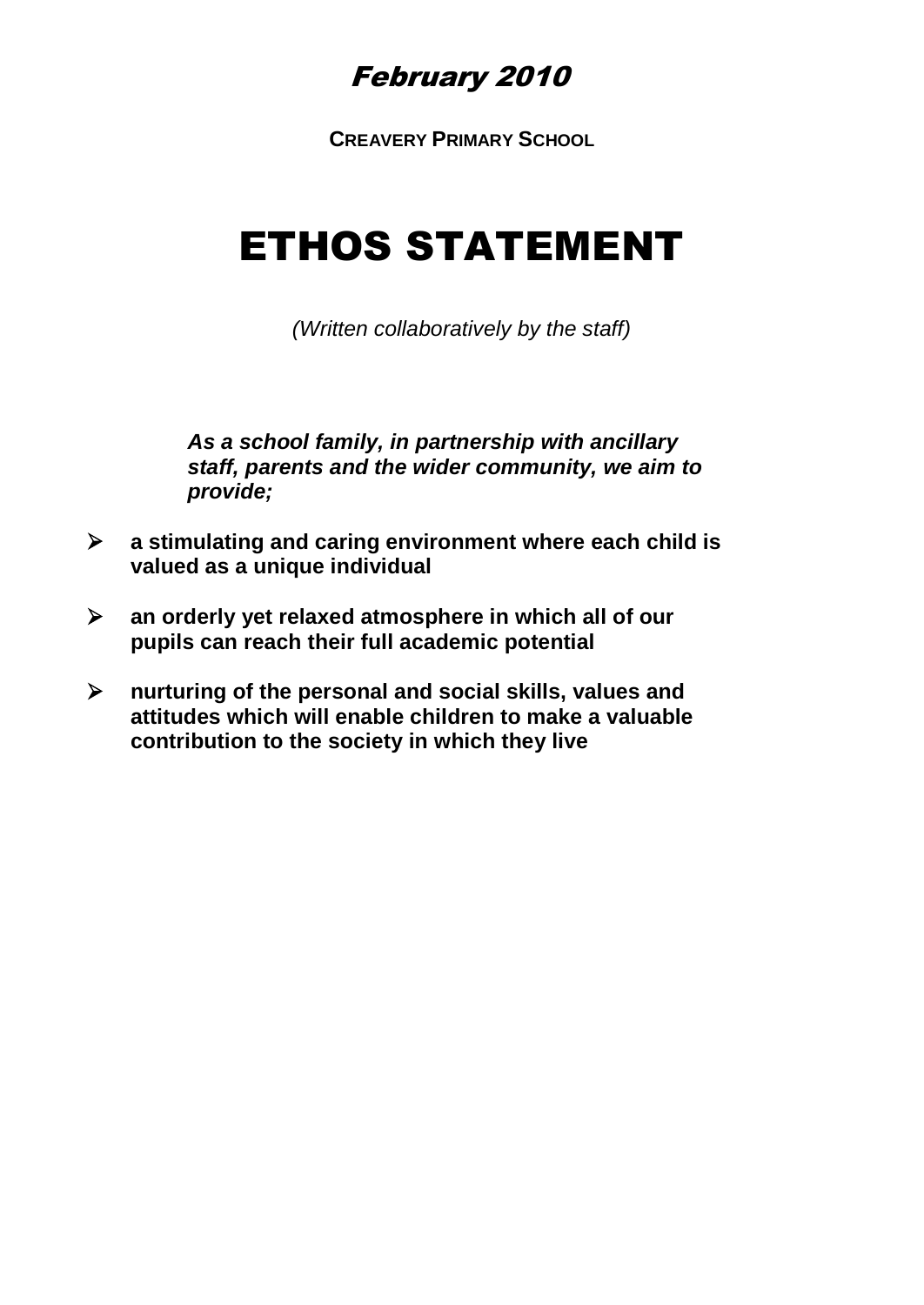February 2010

**CREAVERY PRIMARY SCHOOL**

# ETHOS STATEMENT

*(Written collaboratively by the staff)*

***As a school family, in partnership with ancillary staff, parents and the wider community, we aim to provide;***

- **a stimulating and caring environment where each child is valued as a unique individual**
- **an orderly yet relaxed atmosphere in which all of our pupils can reach their full academic potential**
- **nurturing of the personal and social skills, values and attitudes which will enable children to make a valuable contribution to the society in which they live**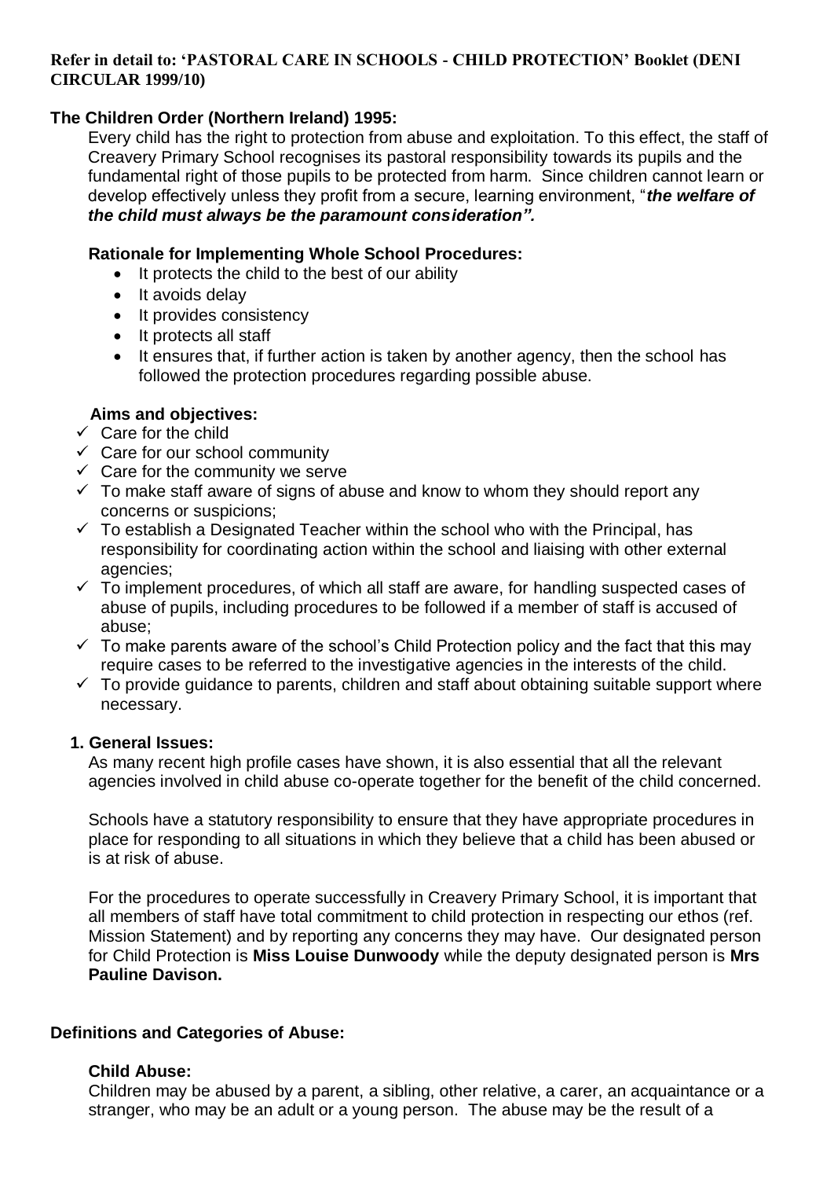**Refer in detail to: 'PASTORAL CARE IN SCHOOLS - CHILD PROTECTION' Booklet (DENI CIRCULAR 1999/10)**

## The Children Order (Northern Ireland) 1995:

Every child has the right to protection from abuse and exploitation. To this effect, the staff of Creavery Primary School recognises its pastoral responsibility towards its pupils and the fundamental right of those pupils to be protected from harm. Since children cannot learn or develop effectively unless they profit from a secure, learning environment, "***the welfare of the child must always be the paramount consideration".***

### Rationale for Implementing Whole School Procedures:

- It protects the child to the best of our ability
- It avoids delay
- It provides consistency
- It protects all staff
- It ensures that, if further action is taken by another agency, then the school has followed the protection procedures regarding possible abuse.

### Aims and objectives:

- ✓ Care for the child
- ✓ Care for our school community
- ✓ Care for the community we serve
- ✓ To make staff aware of signs of abuse and know to whom they should report any concerns or suspicions;
- ✓ To establish a Designated Teacher within the school who with the Principal, has responsibility for coordinating action within the school and liaising with other external agencies;
- ✓ To implement procedures, of which all staff are aware, for handling suspected cases of abuse of pupils, including procedures to be followed if a member of staff is accused of abuse;
- ✓ To make parents aware of the school's Child Protection policy and the fact that this may require cases to be referred to the investigative agencies in the interests of the child.
- ✓ To provide guidance to parents, children and staff about obtaining suitable support where necessary.

### 1. General Issues:

As many recent high profile cases have shown, it is also essential that all the relevant agencies involved in child abuse co-operate together for the benefit of the child concerned.

Schools have a statutory responsibility to ensure that they have appropriate procedures in place for responding to all situations in which they believe that a child has been abused or is at risk of abuse.

For the procedures to operate successfully in Creavery Primary School, it is important that all members of staff have total commitment to child protection in respecting our ethos (ref. Mission Statement) and by reporting any concerns they may have. Our designated person for Child Protection is **Miss Louise Dunwoody** while the deputy designated person is **Mrs Pauline Davison.**

## Definitions and Categories of Abuse:

### Child Abuse:

Children may be abused by a parent, a sibling, other relative, a carer, an acquaintance or a stranger, who may be an adult or a young person. The abuse may be the result of a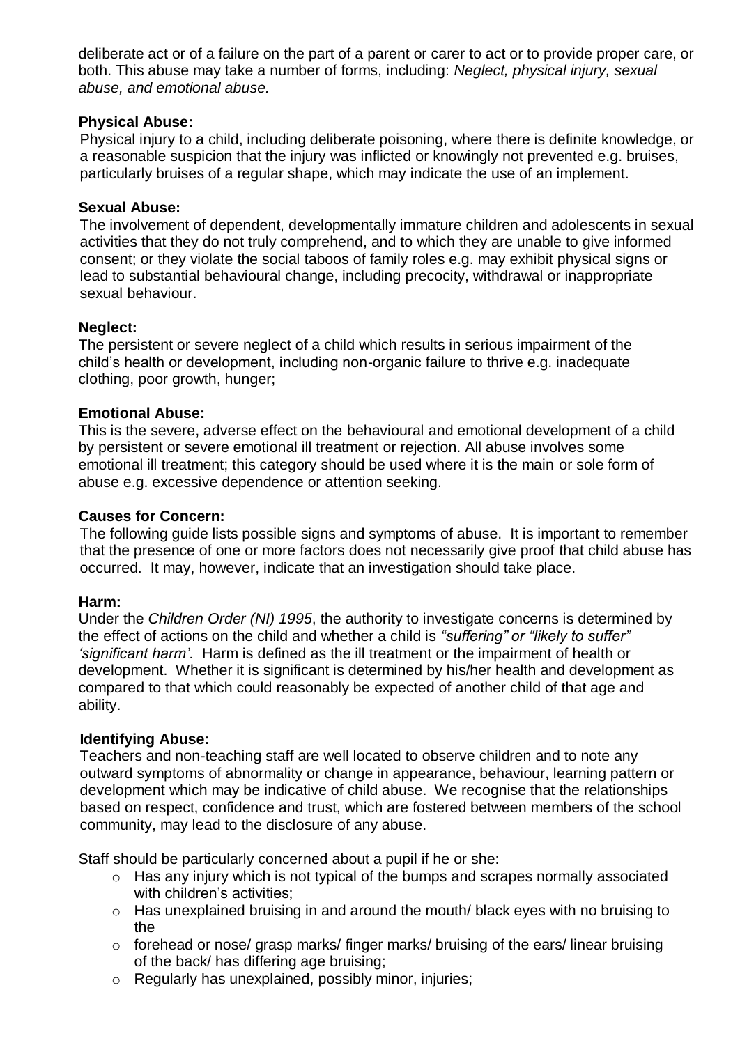deliberate act or of a failure on the part of a parent or carer to act or to provide proper care, or both. This abuse may take a number of forms, including: *Neglect, physical injury, sexual abuse, and emotional abuse.*

**Physical Abuse:**

Physical injury to a child, including deliberate poisoning, where there is definite knowledge, or a reasonable suspicion that the injury was inflicted or knowingly not prevented e.g. bruises, particularly bruises of a regular shape, which may indicate the use of an implement.

**Sexual Abuse:**

The involvement of dependent, developmentally immature children and adolescents in sexual activities that they do not truly comprehend, and to which they are unable to give informed consent; or they violate the social taboos of family roles e.g. may exhibit physical signs or lead to substantial behavioural change, including precocity, withdrawal or inappropriate sexual behaviour.

**Neglect:**

The persistent or severe neglect of a child which results in serious impairment of the child's health or development, including non-organic failure to thrive e.g. inadequate clothing, poor growth, hunger;

**Emotional Abuse:**

This is the severe, adverse effect on the behavioural and emotional development of a child by persistent or severe emotional ill treatment or rejection. All abuse involves some emotional ill treatment; this category should be used where it is the main or sole form of abuse e.g. excessive dependence or attention seeking.

**Causes for Concern:**

The following guide lists possible signs and symptoms of abuse. It is important to remember that the presence of one or more factors does not necessarily give proof that child abuse has occurred. It may, however, indicate that an investigation should take place.

**Harm:**

Under the *Children Order (NI) 1995*, the authority to investigate concerns is determined by the effect of actions on the child and whether a child is *"suffering" or "likely to suffer" 'significant harm'*. Harm is defined as the ill treatment or the impairment of health or development. Whether it is significant is determined by his/her health and development as compared to that which could reasonably be expected of another child of that age and ability.

**Identifying Abuse:**

Teachers and non-teaching staff are well located to observe children and to note any outward symptoms of abnormality or change in appearance, behaviour, learning pattern or development which may be indicative of child abuse. We recognise that the relationships based on respect, confidence and trust, which are fostered between members of the school community, may lead to the disclosure of any abuse.

Staff should be particularly concerned about a pupil if he or she:

- Has any injury which is not typical of the bumps and scrapes normally associated with children's activities;
- Has unexplained bruising in and around the mouth/ black eyes with no bruising to the
- forehead or nose/ grasp marks/ finger marks/ bruising of the ears/ linear bruising of the back/ has differing age bruising;
- Regularly has unexplained, possibly minor, injuries;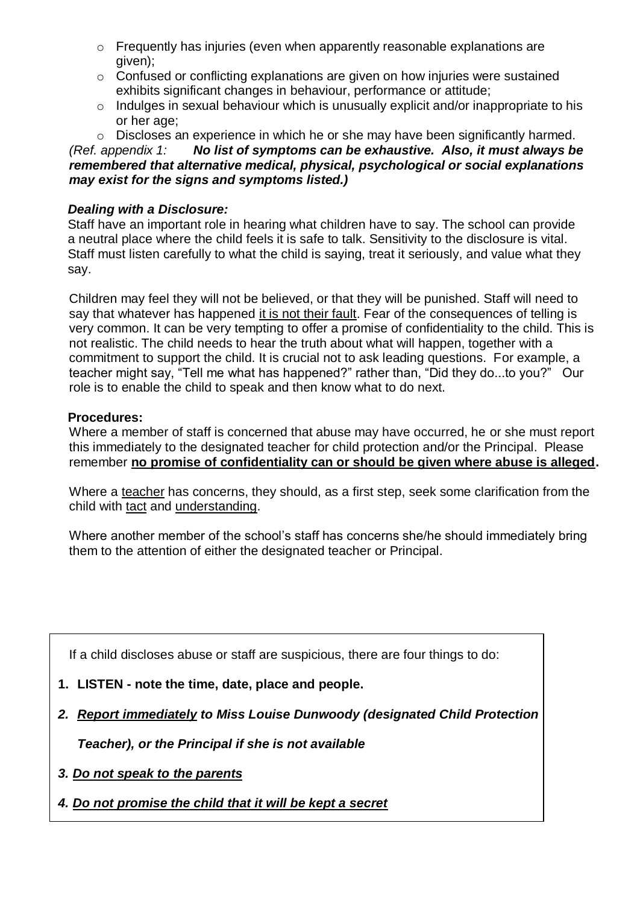- Frequently has injuries (even when apparently reasonable explanations are given);
- Confused or conflicting explanations are given on how injuries were sustained exhibits significant changes in behaviour, performance or attitude;
- Indulges in sexual behaviour which is unusually explicit and/or inappropriate to his or her age;
- Discloses an experience in which he or she may have been significantly harmed.

*(Ref. appendix 1:* ***No list of symptoms can be exhaustive. Also, it must always be remembered that alternative medical, physical, psychological or social explanations may exist for the signs and symptoms listed.)***

***Dealing with a Disclosure:***

Staff have an important role in hearing what children have to say. The school can provide a neutral place where the child feels it is safe to talk. Sensitivity to the disclosure is vital. Staff must listen carefully to what the child is saying, treat it seriously, and value what they say.

Children may feel they will not be believed, or that they will be punished. Staff will need to say that whatever has happened <u>it is not their fault</u>. Fear of the consequences of telling is very common. It can be very tempting to offer a promise of confidentiality to the child. This is not realistic. The child needs to hear the truth about what will happen, together with a commitment to support the child. It is crucial not to ask leading questions. For example, a teacher might say, "Tell me what has happened?" rather than, "Did they do...to you?" Our role is to enable the child to speak and then know what to do next.

**Procedures:**

Where a member of staff is concerned that abuse may have occurred, he or she must report this immediately to the designated teacher for child protection and/or the Principal. Please remember **<u>no promise of confidentiality can or should be given where abuse is alleged</u>.**

Where a <u>teacher</u> has concerns, they should, as a first step, seek some clarification from the child with <u>tact</u> and <u>understanding</u>.

Where another member of the school's staff has concerns she/he should immediately bring them to the attention of either the designated teacher or Principal.

If a child discloses abuse or staff are suspicious, there are four things to do:

1. **LISTEN - note the time, date, place and people.**
2. ***<u>Report immediately</u> to Miss Louise Dunwoody (designated Child Protection Teacher), or the Principal if she is not available***
3. ***<u>Do not speak to the parents</u>***
4. ***<u>Do not promise the child that it will be kept a secret</u>***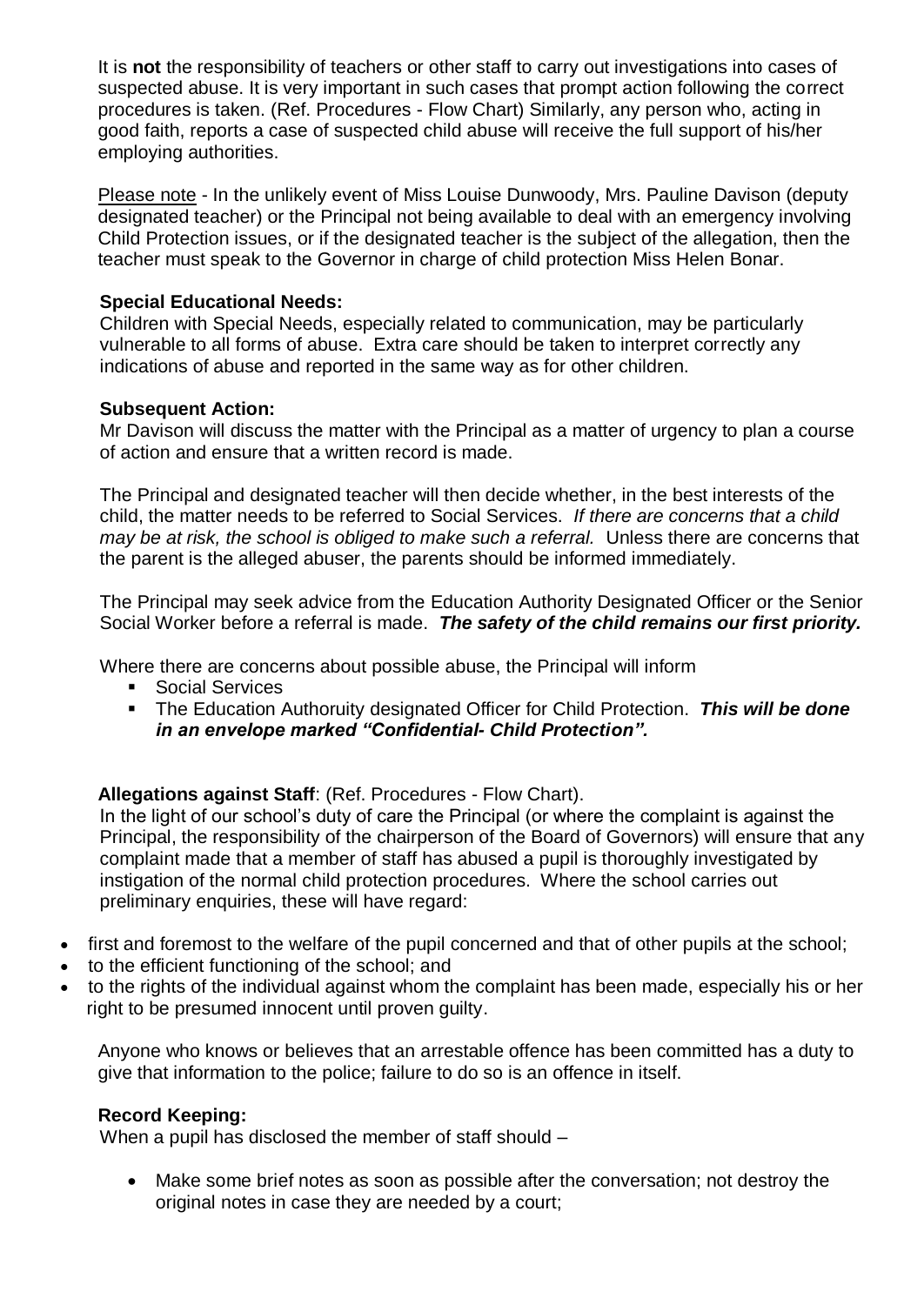It is **not** the responsibility of teachers or other staff to carry out investigations into cases of suspected abuse. It is very important in such cases that prompt action following the correct procedures is taken. (Ref. Procedures - Flow Chart) Similarly, any person who, acting in good faith, reports a case of suspected child abuse will receive the full support of his/her employing authorities.

Please note - In the unlikely event of Miss Louise Dunwoody, Mrs. Pauline Davison (deputy designated teacher) or the Principal not being available to deal with an emergency involving Child Protection issues, or if the designated teacher is the subject of the allegation, then the teacher must speak to the Governor in charge of child protection Miss Helen Bonar.

**Special Educational Needs:**

Children with Special Needs, especially related to communication, may be particularly vulnerable to all forms of abuse. Extra care should be taken to interpret correctly any indications of abuse and reported in the same way as for other children.

**Subsequent Action:**

Mr Davison will discuss the matter with the Principal as a matter of urgency to plan a course of action and ensure that a written record is made.

The Principal and designated teacher will then decide whether, in the best interests of the child, the matter needs to be referred to Social Services. *If there are concerns that a child may be at risk, the school is obliged to make such a referral.* Unless there are concerns that the parent is the alleged abuser, the parents should be informed immediately.

The Principal may seek advice from the Education Authority Designated Officer or the Senior Social Worker before a referral is made. ***The safety of the child remains our first priority.***

Where there are concerns about possible abuse, the Principal will inform

- Social Services
- The Education Authoruity designated Officer for Child Protection. ***This will be done in an envelope marked "Confidential- Child Protection".***

**Allegations against Staff**: (Ref. Procedures - Flow Chart).

In the light of our school's duty of care the Principal (or where the complaint is against the Principal, the responsibility of the chairperson of the Board of Governors) will ensure that any complaint made that a member of staff has abused a pupil is thoroughly investigated by instigation of the normal child protection procedures. Where the school carries out preliminary enquiries, these will have regard:

- first and foremost to the welfare of the pupil concerned and that of other pupils at the school;
- to the efficient functioning of the school; and
- to the rights of the individual against whom the complaint has been made, especially his or her right to be presumed innocent until proven guilty.

Anyone who knows or believes that an arrestable offence has been committed has a duty to give that information to the police; failure to do so is an offence in itself.

**Record Keeping:**

When a pupil has disclosed the member of staff should –

- Make some brief notes as soon as possible after the conversation; not destroy the original notes in case they are needed by a court;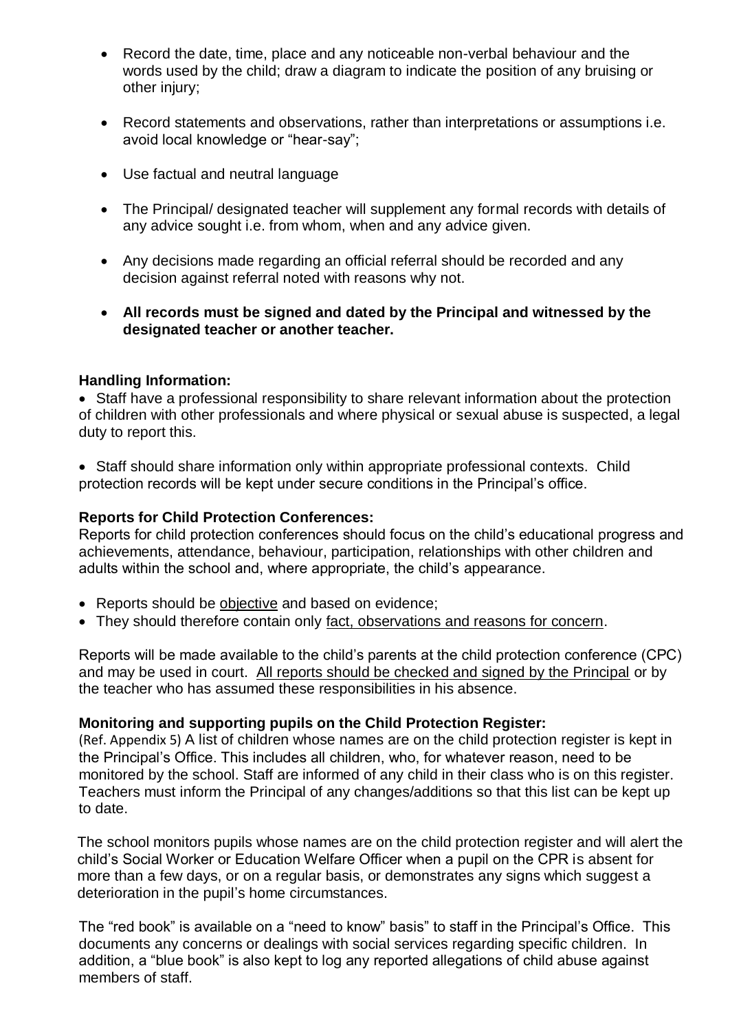- Record the date, time, place and any noticeable non-verbal behaviour and the words used by the child; draw a diagram to indicate the position of any bruising or other injury;

- Record statements and observations, rather than interpretations or assumptions i.e. avoid local knowledge or "hear-say";

- Use factual and neutral language

- The Principal/ designated teacher will supplement any formal records with details of any advice sought i.e. from whom, when and any advice given.

- Any decisions made regarding an official referral should be recorded and any decision against referral noted with reasons why not.

- **All records must be signed and dated by the Principal and witnessed by the designated teacher or another teacher.**

**Handling Information:**

- Staff have a professional responsibility to share relevant information about the protection of children with other professionals and where physical or sexual abuse is suspected, a legal duty to report this.

- Staff should share information only within appropriate professional contexts. Child protection records will be kept under secure conditions in the Principal's office.

**Reports for Child Protection Conferences:**

Reports for child protection conferences should focus on the child's educational progress and achievements, attendance, behaviour, participation, relationships with other children and adults within the school and, where appropriate, the child's appearance.

- Reports should be <u>objective</u> and based on evidence;
- They should therefore contain only <u>fact, observations and reasons for concern</u>.

Reports will be made available to the child's parents at the child protection conference (CPC) and may be used in court. <u>All reports should be checked and signed by the Principal</u> or by the teacher who has assumed these responsibilities in his absence.

**Monitoring and supporting pupils on the Child Protection Register:**

(Ref. Appendix 5) A list of children whose names are on the child protection register is kept in the Principal's Office. This includes all children, who, for whatever reason, need to be monitored by the school. Staff are informed of any child in their class who is on this register. Teachers must inform the Principal of any changes/additions so that this list can be kept up to date.

The school monitors pupils whose names are on the child protection register and will alert the child's Social Worker or Education Welfare Officer when a pupil on the CPR is absent for more than a few days, or on a regular basis, or demonstrates any signs which suggest a deterioration in the pupil's home circumstances.

The "red book" is available on a "need to know" basis" to staff in the Principal's Office. This documents any concerns or dealings with social services regarding specific children. In addition, a "blue book" is also kept to log any reported allegations of child abuse against members of staff.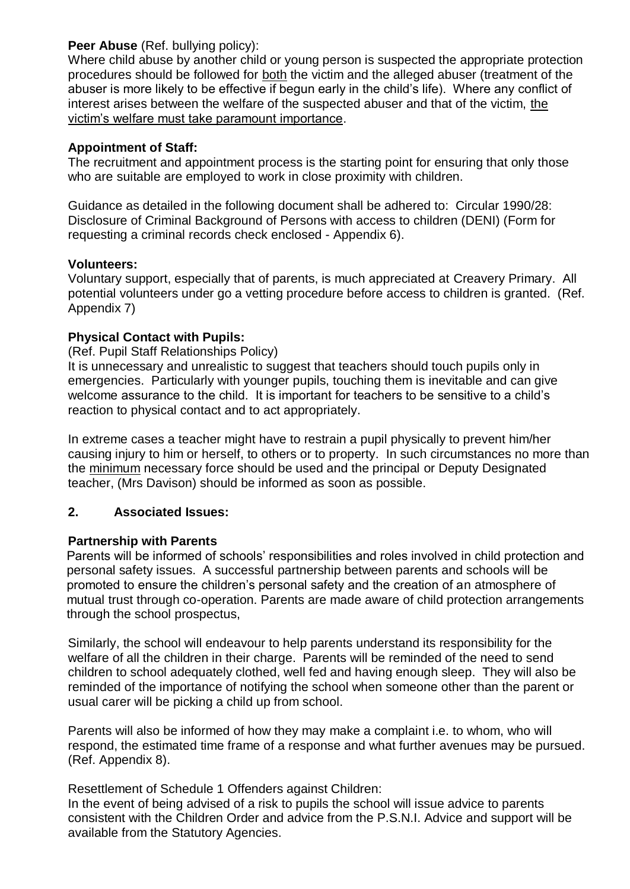**Peer Abuse** (Ref. bullying policy):
Where child abuse by another child or young person is suspected the appropriate protection procedures should be followed for <u>both</u> the victim and the alleged abuser (treatment of the abuser is more likely to be effective if begun early in the child's life). Where any conflict of interest arises between the welfare of the suspected abuser and that of the victim, <u>the victim's welfare must take paramount importance</u>.

**Appointment of Staff:**
The recruitment and appointment process is the starting point for ensuring that only those who are suitable are employed to work in close proximity with children.

Guidance as detailed in the following document shall be adhered to: Circular 1990/28: Disclosure of Criminal Background of Persons with access to children (DENI) (Form for requesting a criminal records check enclosed - Appendix 6).

**Volunteers:**
Voluntary support, especially that of parents, is much appreciated at Creavery Primary. All potential volunteers under go a vetting procedure before access to children is granted. (Ref. Appendix 7)

**Physical Contact with Pupils:**
(Ref. Pupil Staff Relationships Policy)
It is unnecessary and unrealistic to suggest that teachers should touch pupils only in emergencies. Particularly with younger pupils, touching them is inevitable and can give welcome assurance to the child. It is important for teachers to be sensitive to a child's reaction to physical contact and to act appropriately.

In extreme cases a teacher might have to restrain a pupil physically to prevent him/her causing injury to him or herself, to others or to property. In such circumstances no more than the <u>minimum</u> necessary force should be used and the principal or Deputy Designated teacher, (Mrs Davison) should be informed as soon as possible.

## 2. Associated Issues:

**Partnership with Parents**
Parents will be informed of schools' responsibilities and roles involved in child protection and personal safety issues. A successful partnership between parents and schools will be promoted to ensure the children's personal safety and the creation of an atmosphere of mutual trust through co-operation. Parents are made aware of child protection arrangements through the school prospectus,

Similarly, the school will endeavour to help parents understand its responsibility for the welfare of all the children in their charge. Parents will be reminded of the need to send children to school adequately clothed, well fed and having enough sleep. They will also be reminded of the importance of notifying the school when someone other than the parent or usual carer will be picking a child up from school.

Parents will also be informed of how they may make a complaint i.e. to whom, who will respond, the estimated time frame of a response and what further avenues may be pursued. (Ref. Appendix 8).

Resettlement of Schedule 1 Offenders against Children:
In the event of being advised of a risk to pupils the school will issue advice to parents consistent with the Children Order and advice from the P.S.N.I. Advice and support will be available from the Statutory Agencies.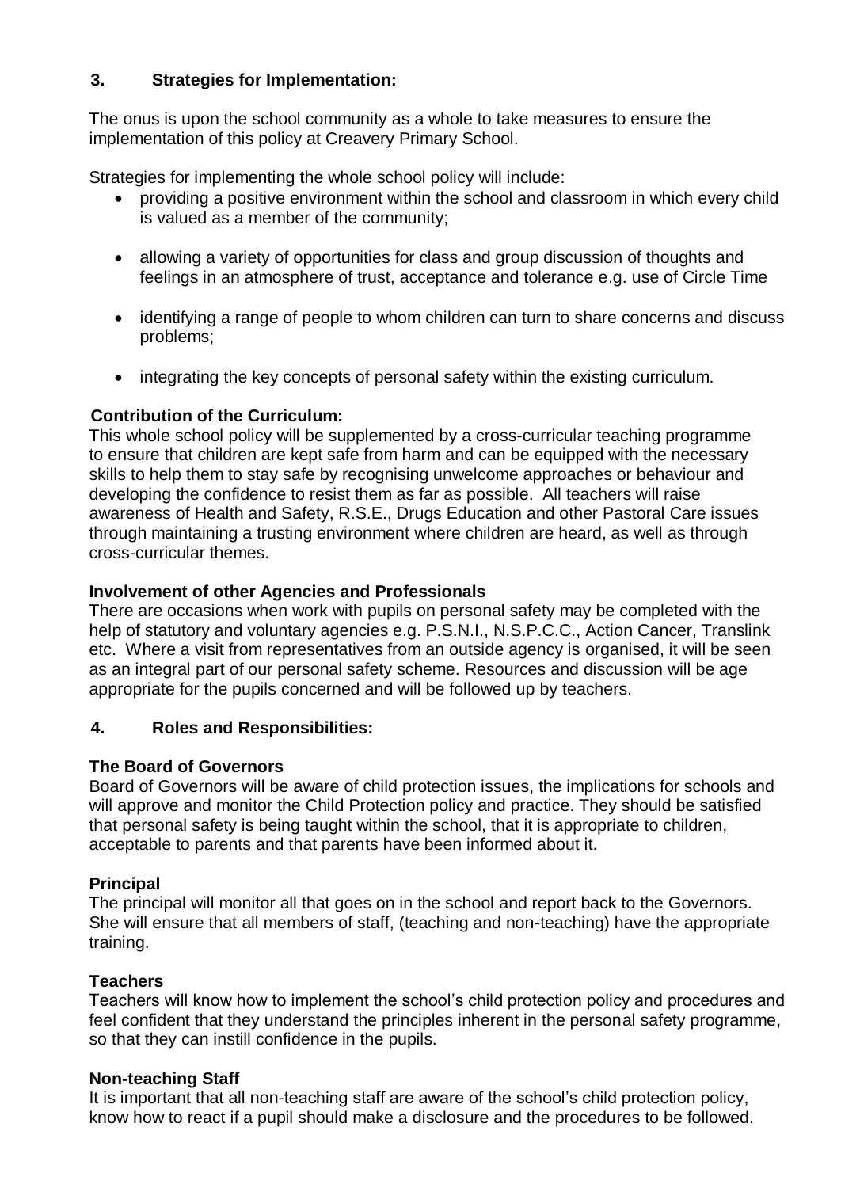## 3. Strategies for Implementation:

The onus is upon the school community as a whole to take measures to ensure the implementation of this policy at Creavery Primary School.

Strategies for implementing the whole school policy will include:

- providing a positive environment within the school and classroom in which every child is valued as a member of the community;
- allowing a variety of opportunities for class and group discussion of thoughts and feelings in an atmosphere of trust, acceptance and tolerance e.g. use of Circle Time
- identifying a range of people to whom children can turn to share concerns and discuss problems;
- integrating the key concepts of personal safety within the existing curriculum.

### Contribution of the Curriculum:

This whole school policy will be supplemented by a cross-curricular teaching programme to ensure that children are kept safe from harm and can be equipped with the necessary skills to help them to stay safe by recognising unwelcome approaches or behaviour and developing the confidence to resist them as far as possible. All teachers will raise awareness of Health and Safety, R.S.E., Drugs Education and other Pastoral Care issues through maintaining a trusting environment where children are heard, as well as through cross-curricular themes.

### Involvement of other Agencies and Professionals

There are occasions when work with pupils on personal safety may be completed with the help of statutory and voluntary agencies e.g. P.S.N.I., N.S.P.C.C., Action Cancer, Translink etc. Where a visit from representatives from an outside agency is organised, it will be seen as an integral part of our personal safety scheme. Resources and discussion will be age appropriate for the pupils concerned and will be followed up by teachers.

## 4. Roles and Responsibilities:

### The Board of Governors

Board of Governors will be aware of child protection issues, the implications for schools and will approve and monitor the Child Protection policy and practice. They should be satisfied that personal safety is being taught within the school, that it is appropriate to children, acceptable to parents and that parents have been informed about it.

### Principal

The principal will monitor all that goes on in the school and report back to the Governors. She will ensure that all members of staff, (teaching and non-teaching) have the appropriate training.

### Teachers

Teachers will know how to implement the school's child protection policy and procedures and feel confident that they understand the principles inherent in the personal safety programme, so that they can instill confidence in the pupils.

### Non-teaching Staff

It is important that all non-teaching staff are aware of the school's child protection policy, know how to react if a pupil should make a disclosure and the procedures to be followed.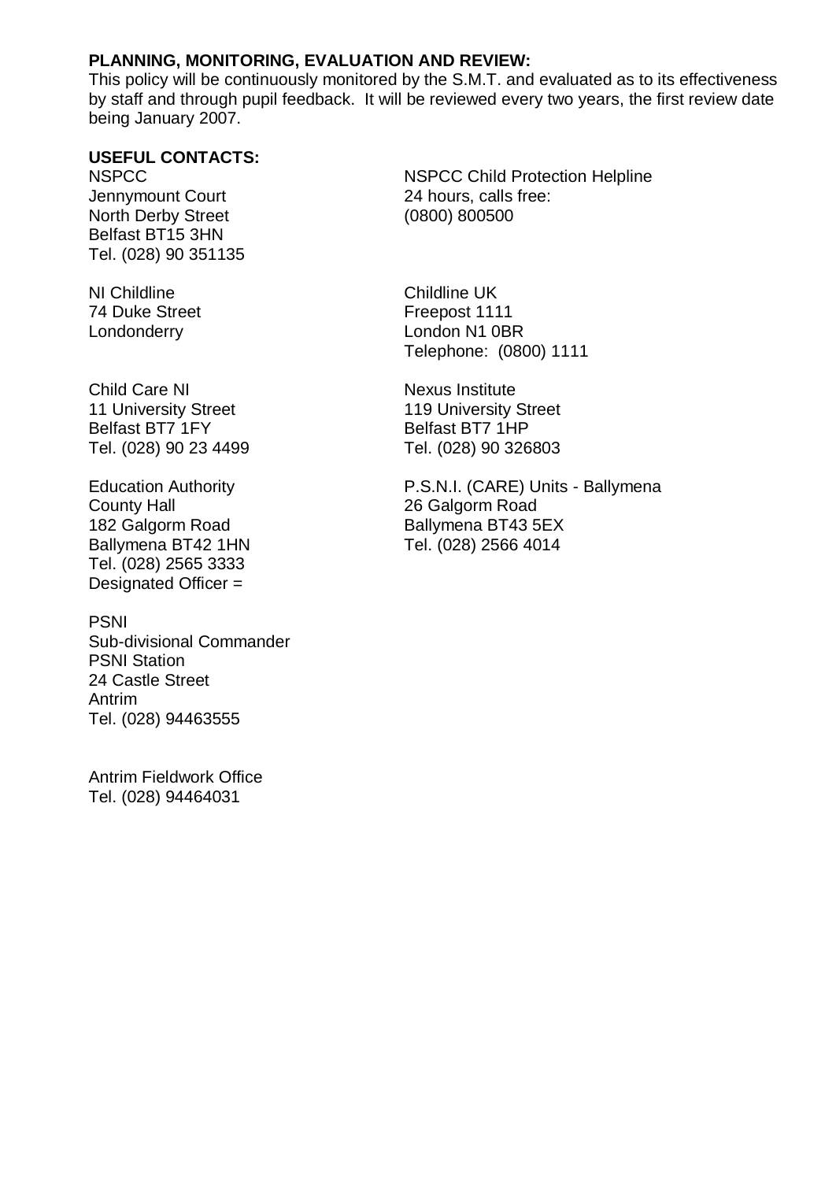**PLANNING, MONITORING, EVALUATION AND REVIEW:**

This policy will be continuously monitored by the S.M.T. and evaluated as to its effectiveness by staff and through pupil feedback. It will be reviewed every two years, the first review date being January 2007.

**USEFUL CONTACTS:**

NSPCC
Jennymount Court
North Derby Street
Belfast BT15 3HN
Tel. (028) 90 351135

NSPCC Child Protection Helpline
24 hours, calls free:
(0800) 800500

NI Childline
74 Duke Street
Londonderry

Childline UK
Freepost 1111
London N1 0BR
Telephone: (0800) 1111

Child Care NI
11 University Street
Belfast BT7 1FY
Tel. (028) 90 23 4499

Nexus Institute
119 University Street
Belfast BT7 1HP
Tel. (028) 90 326803

Education Authority
County Hall
182 Galgorm Road
Ballymena BT42 1HN
Tel. (028) 2565 3333
Designated Officer =

P.S.N.I. (CARE) Units - Ballymena
26 Galgorm Road
Ballymena BT43 5EX
Tel. (028) 2566 4014

PSNI
Sub-divisional Commander
PSNI Station
24 Castle Street
Antrim
Tel. (028) 94463555

Antrim Fieldwork Office
Tel. (028) 94464031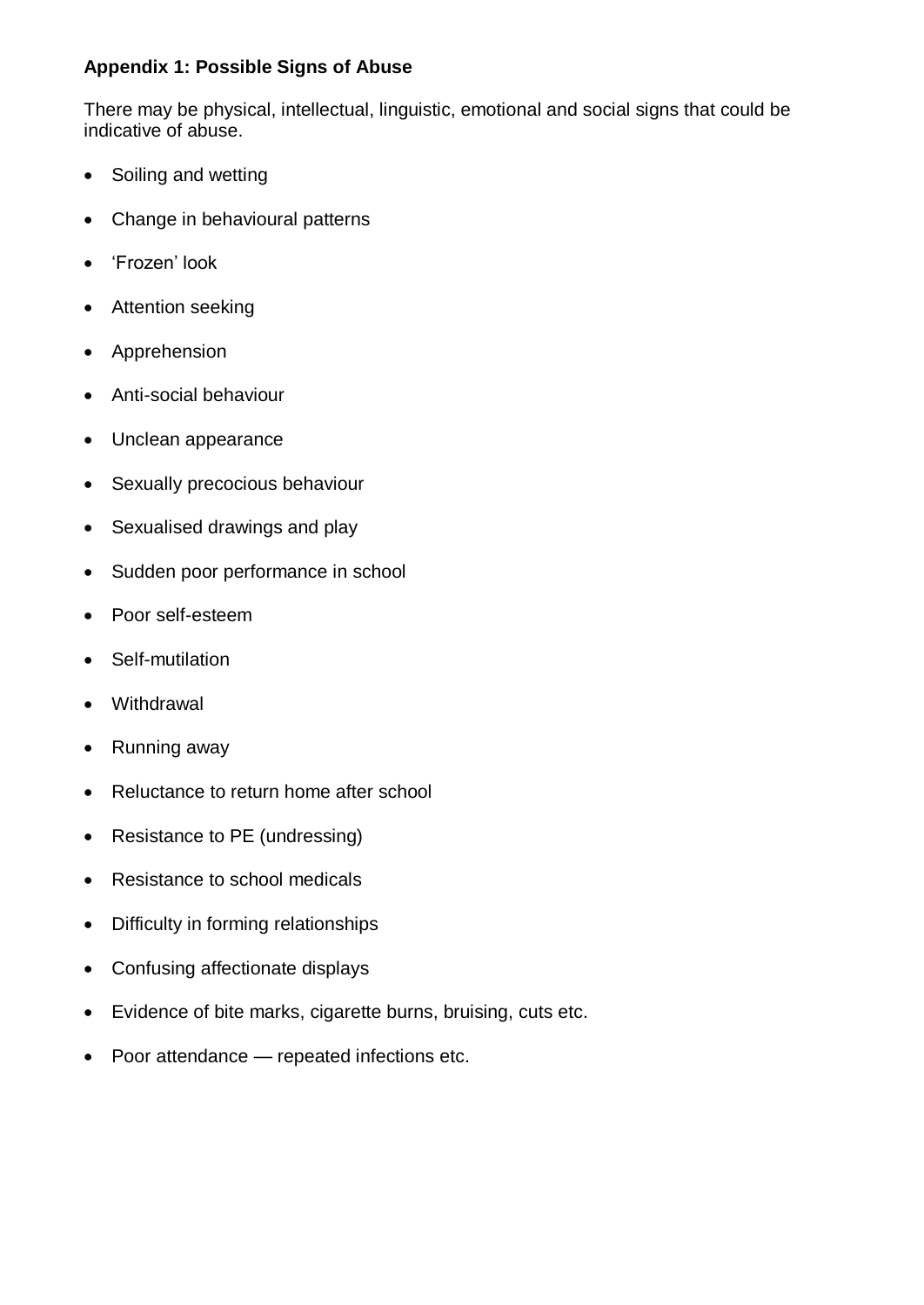**Appendix 1: Possible Signs of Abuse**

There may be physical, intellectual, linguistic, emotional and social signs that could be indicative of abuse.

- Soiling and wetting
- Change in behavioural patterns
- ‘Frozen’ look
- Attention seeking
- Apprehension
- Anti-social behaviour
- Unclean appearance
- Sexually precocious behaviour
- Sexualised drawings and play
- Sudden poor performance in school
- Poor self-esteem
- Self-mutilation
- Withdrawal
- Running away
- Reluctance to return home after school
- Resistance to PE (undressing)
- Resistance to school medicals
- Difficulty in forming relationships
- Confusing affectionate displays
- Evidence of bite marks, cigarette burns, bruising, cuts etc.
- Poor attendance — repeated infections etc.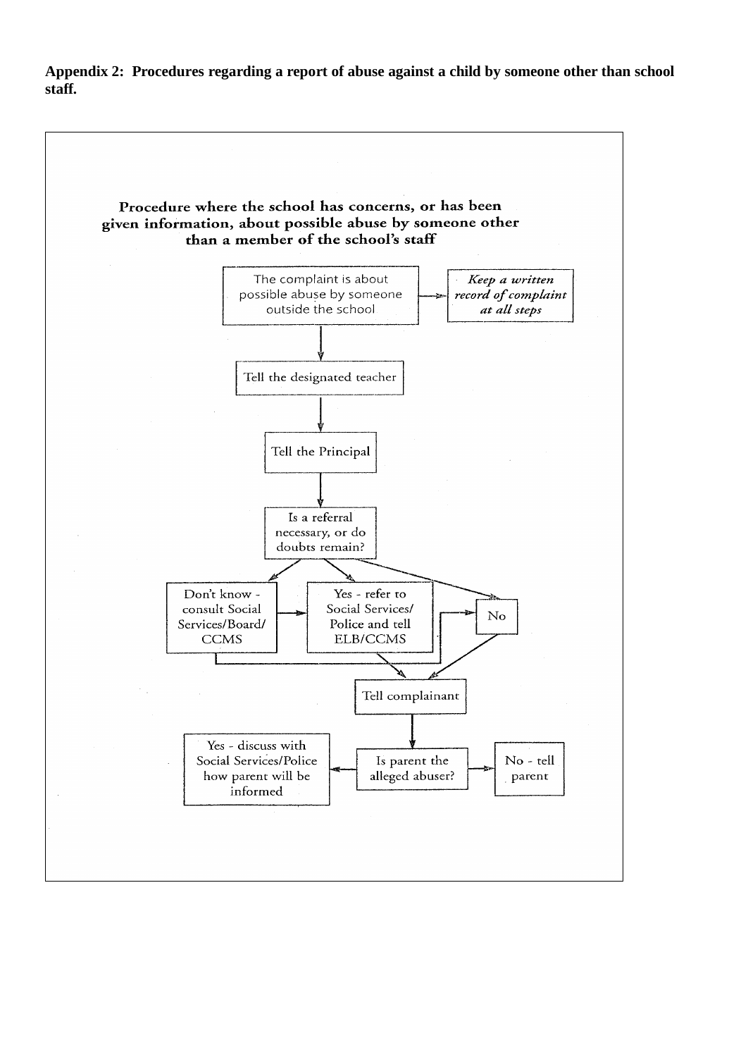**Appendix 2: Procedures regarding a report of abuse against a child by someone other than school staff.**

**Procedure where the school has concerns, or has been given information, about possible abuse by someone other than a member of the school's staff**

The complaint is about possible abuse by someone outside the school → *Keep a written record of complaint at all steps*

↓

Tell the designated teacher

↓

Tell the Principal

↓

Is a referral necessary, or do doubts remain?

- Don't know - consult Social Services/Board/ CCMS
- Yes - refer to Social Services/ Police and tell ELB/CCMS
- No

↓

Tell complainant

↓

Is parent the alleged abuser?

- Yes - discuss with Social Services/Police how parent will be informed
- No - tell parent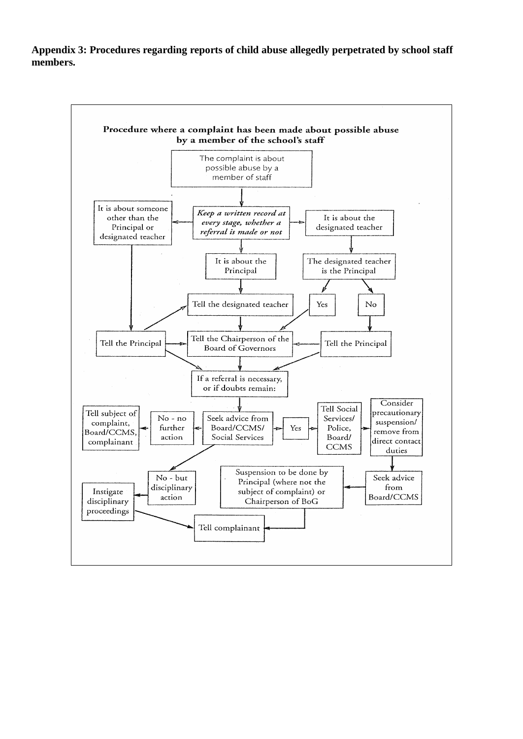**Appendix 3: Procedures regarding reports of child abuse allegedly perpetrated by school staff members.**

**Procedure where a complaint has been made about possible abuse by a member of the school's staff**

The complaint is about possible abuse by a member of staff

*Keep a written record at every stage, whether a referral is made or not*

It is about someone other than the Principal or designated teacher

It is about the designated teacher

It is about the Principal

The designated teacher is the Principal

Tell the designated teacher

Yes

No

Tell the Principal

Tell the Chairperson of the Board of Governors

Tell the Principal

If a referral is necessary, or if doubts remain:

Tell subject of complaint, Board/CCMS, complainant

No - no further action

Seek advice from Board/CCMS/ Social Services

Yes

Tell Social Services/ Police, Board/ CCMS

Consider precautionary suspension/ remove from direct contact duties

No - but disciplinary action

Instigate disciplinary proceedings

Suspension to be done by Principal (where not the subject of complaint) or Chairperson of BoG

Seek advice from Board/CCMS

Tell complainant